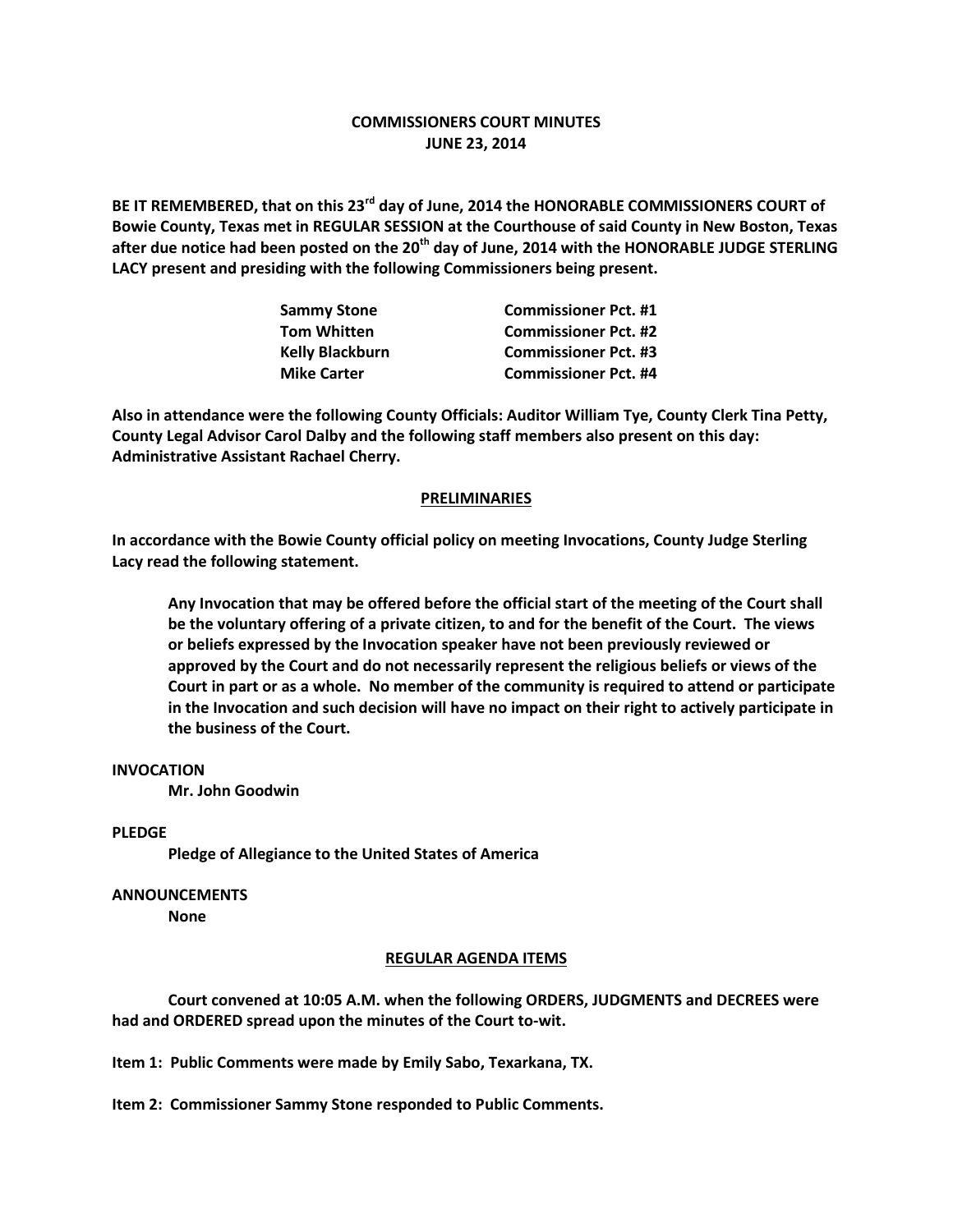# COMMISSIONERS COURT MINUTES
# JUNE 23, 2014

**BE IT REMEMBERED, that on this 23rd day of June, 2014 the HONORABLE COMMISSIONERS COURT of Bowie County, Texas met in REGULAR SESSION at the Courthouse of said County in New Boston, Texas after due notice had been posted on the 20th day of June, 2014 with the HONORABLE JUDGE STERLING LACY present and presiding with the following Commissioners being present.**

| | |
|---|---|
| **Sammy Stone** | **Commissioner Pct. #1** |
| **Tom Whitten** | **Commissioner Pct. #2** |
| **Kelly Blackburn** | **Commissioner Pct. #3** |
| **Mike Carter** | **Commissioner Pct. #4** |

**Also in attendance were the following County Officials: Auditor William Tye, County Clerk Tina Petty, County Legal Advisor Carol Dalby and the following staff members also present on this day: Administrative Assistant Rachael Cherry.**

## PRELIMINARIES

**In accordance with the Bowie County official policy on meeting Invocations, County Judge Sterling Lacy read the following statement.**

> **Any Invocation that may be offered before the official start of the meeting of the Court shall be the voluntary offering of a private citizen, to and for the benefit of the Court. The views or beliefs expressed by the Invocation speaker have not been previously reviewed or approved by the Court and do not necessarily represent the religious beliefs or views of the Court in part or as a whole. No member of the community is required to attend or participate in the Invocation and such decision will have no impact on their right to actively participate in the business of the Court.**

**INVOCATION**

**Mr. John Goodwin**

**PLEDGE**

**Pledge of Allegiance to the United States of America**

**ANNOUNCEMENTS**

**None**

## REGULAR AGENDA ITEMS

**Court convened at 10:05 A.M. when the following ORDERS, JUDGMENTS and DECREES were had and ORDERED spread upon the minutes of the Court to-wit.**

**Item 1: Public Comments were made by Emily Sabo, Texarkana, TX.**

**Item 2: Commissioner Sammy Stone responded to Public Comments.**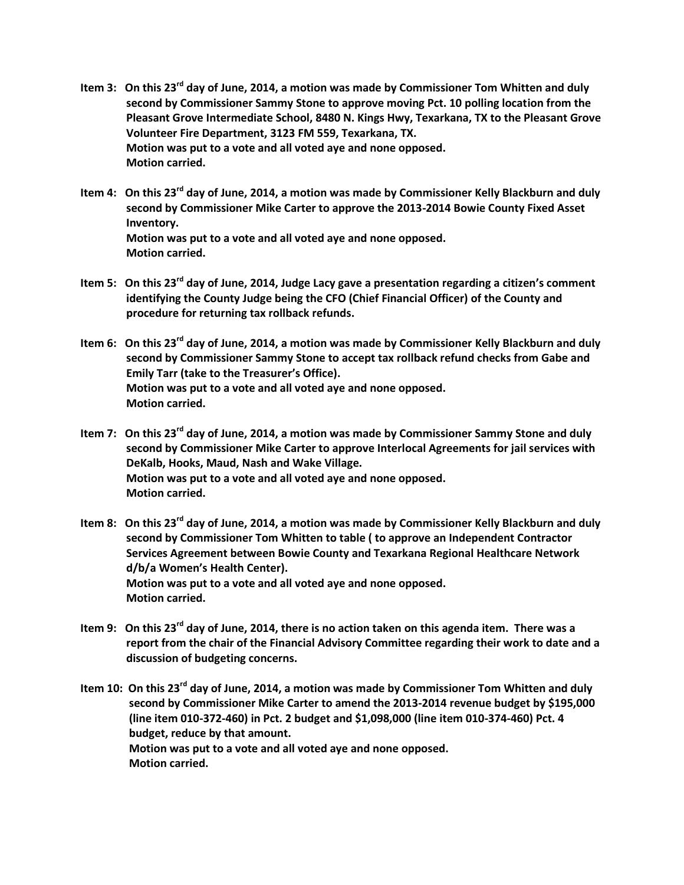**Item 3: On this 23rd day of June, 2014, a motion was made by Commissioner Tom Whitten and duly second by Commissioner Sammy Stone to approve moving Pct. 10 polling location from the Pleasant Grove Intermediate School, 8480 N. Kings Hwy, Texarkana, TX to the Pleasant Grove Volunteer Fire Department, 3123 FM 559, Texarkana, TX.**
**Motion was put to a vote and all voted aye and none opposed.**
**Motion carried.**

**Item 4: On this 23rd day of June, 2014, a motion was made by Commissioner Kelly Blackburn and duly second by Commissioner Mike Carter to approve the 2013-2014 Bowie County Fixed Asset Inventory.**
**Motion was put to a vote and all voted aye and none opposed.**
**Motion carried.**

**Item 5: On this 23rd day of June, 2014, Judge Lacy gave a presentation regarding a citizen's comment identifying the County Judge being the CFO (Chief Financial Officer) of the County and procedure for returning tax rollback refunds.**

**Item 6: On this 23rd day of June, 2014, a motion was made by Commissioner Kelly Blackburn and duly second by Commissioner Sammy Stone to accept tax rollback refund checks from Gabe and Emily Tarr (take to the Treasurer's Office).**
**Motion was put to a vote and all voted aye and none opposed.**
**Motion carried.**

**Item 7: On this 23rd day of June, 2014, a motion was made by Commissioner Sammy Stone and duly second by Commissioner Mike Carter to approve Interlocal Agreements for jail services with DeKalb, Hooks, Maud, Nash and Wake Village.**
**Motion was put to a vote and all voted aye and none opposed.**
**Motion carried.**

**Item 8: On this 23rd day of June, 2014, a motion was made by Commissioner Kelly Blackburn and duly second by Commissioner Tom Whitten to table ( to approve an Independent Contractor Services Agreement between Bowie County and Texarkana Regional Healthcare Network d/b/a Women's Health Center).**
**Motion was put to a vote and all voted aye and none opposed.**
**Motion carried.**

**Item 9: On this 23rd day of June, 2014, there is no action taken on this agenda item. There was a report from the chair of the Financial Advisory Committee regarding their work to date and a discussion of budgeting concerns.**

**Item 10: On this 23rd day of June, 2014, a motion was made by Commissioner Tom Whitten and duly second by Commissioner Mike Carter to amend the 2013-2014 revenue budget by $195,000 (line item 010-372-460) in Pct. 2 budget and $1,098,000 (line item 010-374-460) Pct. 4 budget, reduce by that amount.**
**Motion was put to a vote and all voted aye and none opposed.**
**Motion carried.**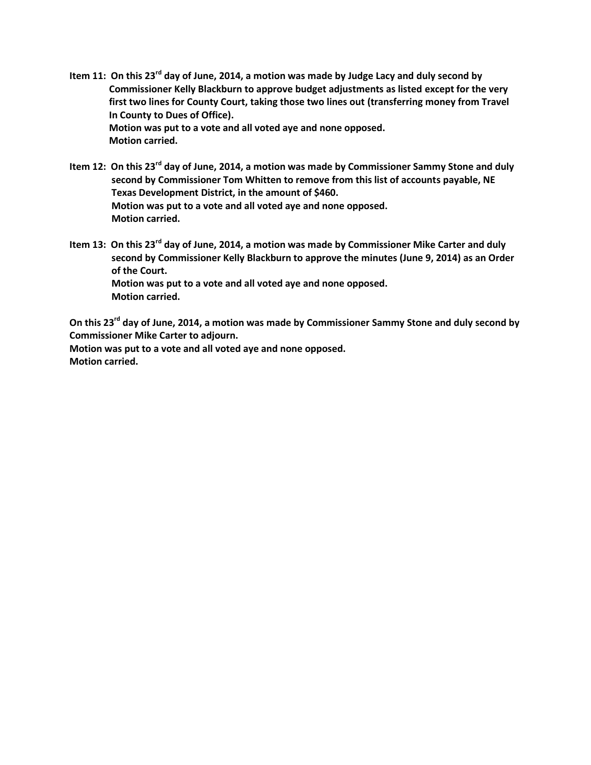**Item 11: On this 23rd day of June, 2014, a motion was made by Judge Lacy and duly second by Commissioner Kelly Blackburn to approve budget adjustments as listed except for the very first two lines for County Court, taking those two lines out (transferring money from Travel In County to Dues of Office).**
**Motion was put to a vote and all voted aye and none opposed.**
**Motion carried.**

**Item 12: On this 23rd day of June, 2014, a motion was made by Commissioner Sammy Stone and duly second by Commissioner Tom Whitten to remove from this list of accounts payable, NE Texas Development District, in the amount of $460.**
**Motion was put to a vote and all voted aye and none opposed.**
**Motion carried.**

**Item 13: On this 23rd day of June, 2014, a motion was made by Commissioner Mike Carter and duly second by Commissioner Kelly Blackburn to approve the minutes (June 9, 2014) as an Order of the Court.**
**Motion was put to a vote and all voted aye and none opposed.**
**Motion carried.**

**On this 23rd day of June, 2014, a motion was made by Commissioner Sammy Stone and duly second by Commissioner Mike Carter to adjourn.**
**Motion was put to a vote and all voted aye and none opposed.**
**Motion carried.**